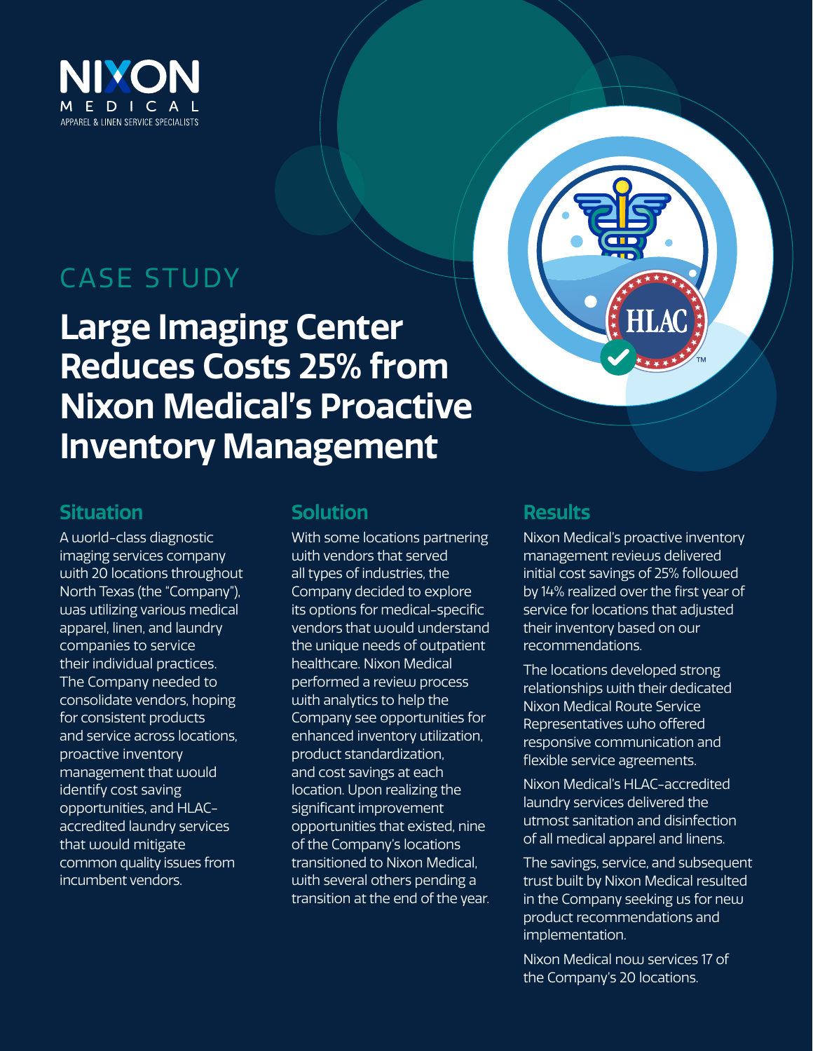NIXON MEDICAL
APPAREL & LINEN SERVICE SPECIALISTS

CASE STUDY

# Large Imaging Center Reduces Costs 25% from Nixon Medical's Proactive Inventory Management

## Situation

A world-class diagnostic imaging services company with 20 locations throughout North Texas (the "Company"), was utilizing various medical apparel, linen, and laundry companies to service their individual practices. The Company needed to consolidate vendors, hoping for consistent products and service across locations, proactive inventory management that would identify cost saving opportunities, and HLAC-accredited laundry services that would mitigate common quality issues from incumbent vendors.

## Solution

With some locations partnering with vendors that served all types of industries, the Company decided to explore its options for medical-specific vendors that would understand the unique needs of outpatient healthcare. Nixon Medical performed a review process with analytics to help the Company see opportunities for enhanced inventory utilization, product standardization, and cost savings at each location. Upon realizing the significant improvement opportunities that existed, nine of the Company's locations transitioned to Nixon Medical, with several others pending a transition at the end of the year.

## Results

Nixon Medical's proactive inventory management reviews delivered initial cost savings of 25% followed by 14% realized over the first year of service for locations that adjusted their inventory based on our recommendations.

The locations developed strong relationships with their dedicated Nixon Medical Route Service Representatives who offered responsive communication and flexible service agreements.

Nixon Medical's HLAC-accredited laundry services delivered the utmost sanitation and disinfection of all medical apparel and linens.

The savings, service, and subsequent trust built by Nixon Medical resulted in the Company seeking us for new product recommendations and implementation.

Nixon Medical now services 17 of the Company's 20 locations.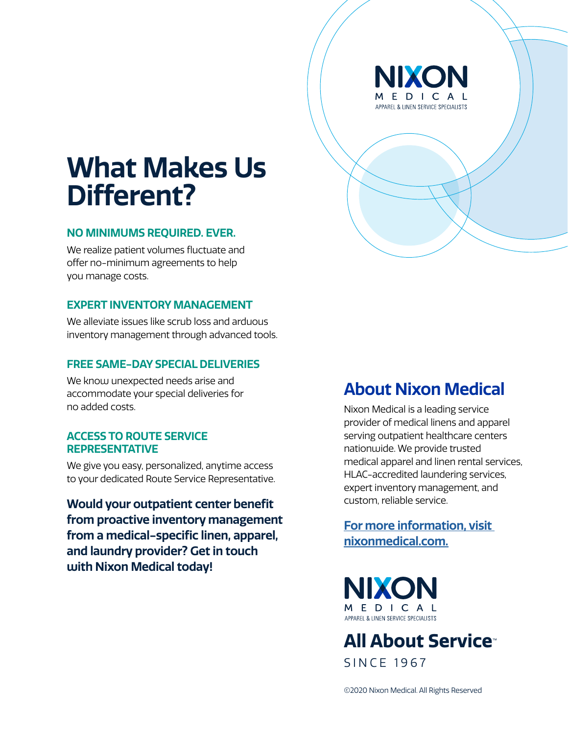NIXON MEDICAL
APPAREL & LINEN SERVICE SPECIALISTS

# What Makes Us Different?

### NO MINIMUMS REQUIRED. EVER.

We realize patient volumes fluctuate and offer no-minimum agreements to help you manage costs.

### EXPERT INVENTORY MANAGEMENT

We alleviate issues like scrub loss and arduous inventory management through advanced tools.

### FREE SAME-DAY SPECIAL DELIVERIES

We know unexpected needs arise and accommodate your special deliveries for no added costs.

### ACCESS TO ROUTE SERVICE REPRESENTATIVE

We give you easy, personalized, anytime access to your dedicated Route Service Representative.

**Would your outpatient center benefit from proactive inventory management from a medical-specific linen, apparel, and laundry provider? Get in touch with Nixon Medical today!**

## About Nixon Medical

Nixon Medical is a leading service provider of medical linens and apparel serving outpatient healthcare centers nationwide. We provide trusted medical apparel and linen rental services, HLAC-accredited laundering services, expert inventory management, and custom, reliable service.

**For more information, visit nixonmedical.com.**

NIXON MEDICAL
APPAREL & LINEN SERVICE SPECIALISTS

**All About Service™**

SINCE 1967

©2020 Nixon Medical. All Rights Reserved